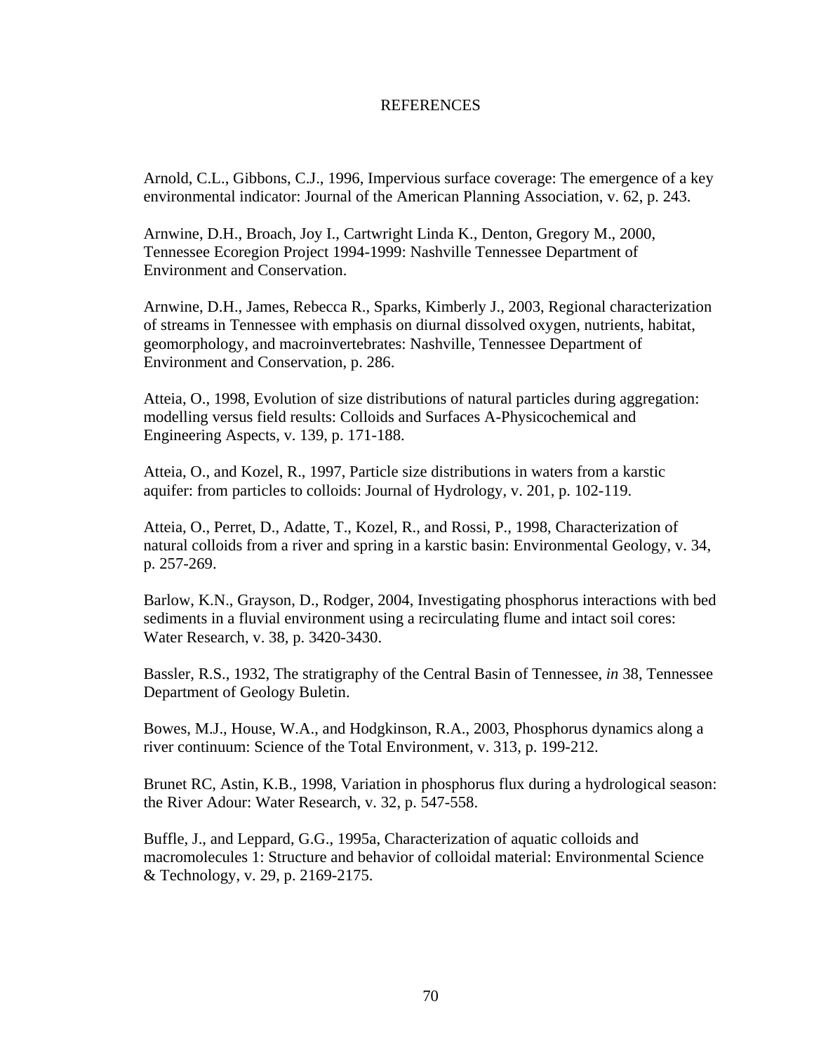# REFERENCES

Arnold, C.L., Gibbons, C.J., 1996, Impervious surface coverage: The emergence of a key environmental indicator: Journal of the American Planning Association, v. 62, p. 243.

Arnwine, D.H., Broach, Joy I., Cartwright Linda K., Denton, Gregory M., 2000, Tennessee Ecoregion Project 1994-1999: Nashville Tennessee Department of Environment and Conservation.

Arnwine, D.H., James, Rebecca R., Sparks, Kimberly J., 2003, Regional characterization of streams in Tennessee with emphasis on diurnal dissolved oxygen, nutrients, habitat, geomorphology, and macroinvertebrates: Nashville, Tennessee Department of Environment and Conservation, p. 286.

Atteia, O., 1998, Evolution of size distributions of natural particles during aggregation: modelling versus field results: Colloids and Surfaces A-Physicochemical and Engineering Aspects, v. 139, p. 171-188.

Atteia, O., and Kozel, R., 1997, Particle size distributions in waters from a karstic aquifer: from particles to colloids: Journal of Hydrology, v. 201, p. 102-119.

Atteia, O., Perret, D., Adatte, T., Kozel, R., and Rossi, P., 1998, Characterization of natural colloids from a river and spring in a karstic basin: Environmental Geology, v. 34, p. 257-269.

Barlow, K.N., Grayson, D., Rodger, 2004, Investigating phosphorus interactions with bed sediments in a fluvial environment using a recirculating flume and intact soil cores: Water Research, v. 38, p. 3420-3430.

Bassler, R.S., 1932, The stratigraphy of the Central Basin of Tennessee, *in* 38, Tennessee Department of Geology Buletin.

Bowes, M.J., House, W.A., and Hodgkinson, R.A., 2003, Phosphorus dynamics along a river continuum: Science of the Total Environment, v. 313, p. 199-212.

Brunet RC, Astin, K.B., 1998, Variation in phosphorus flux during a hydrological season: the River Adour: Water Research, v. 32, p. 547-558.

Buffle, J., and Leppard, G.G., 1995a, Characterization of aquatic colloids and macromolecules 1: Structure and behavior of colloidal material: Environmental Science & Technology, v. 29, p. 2169-2175.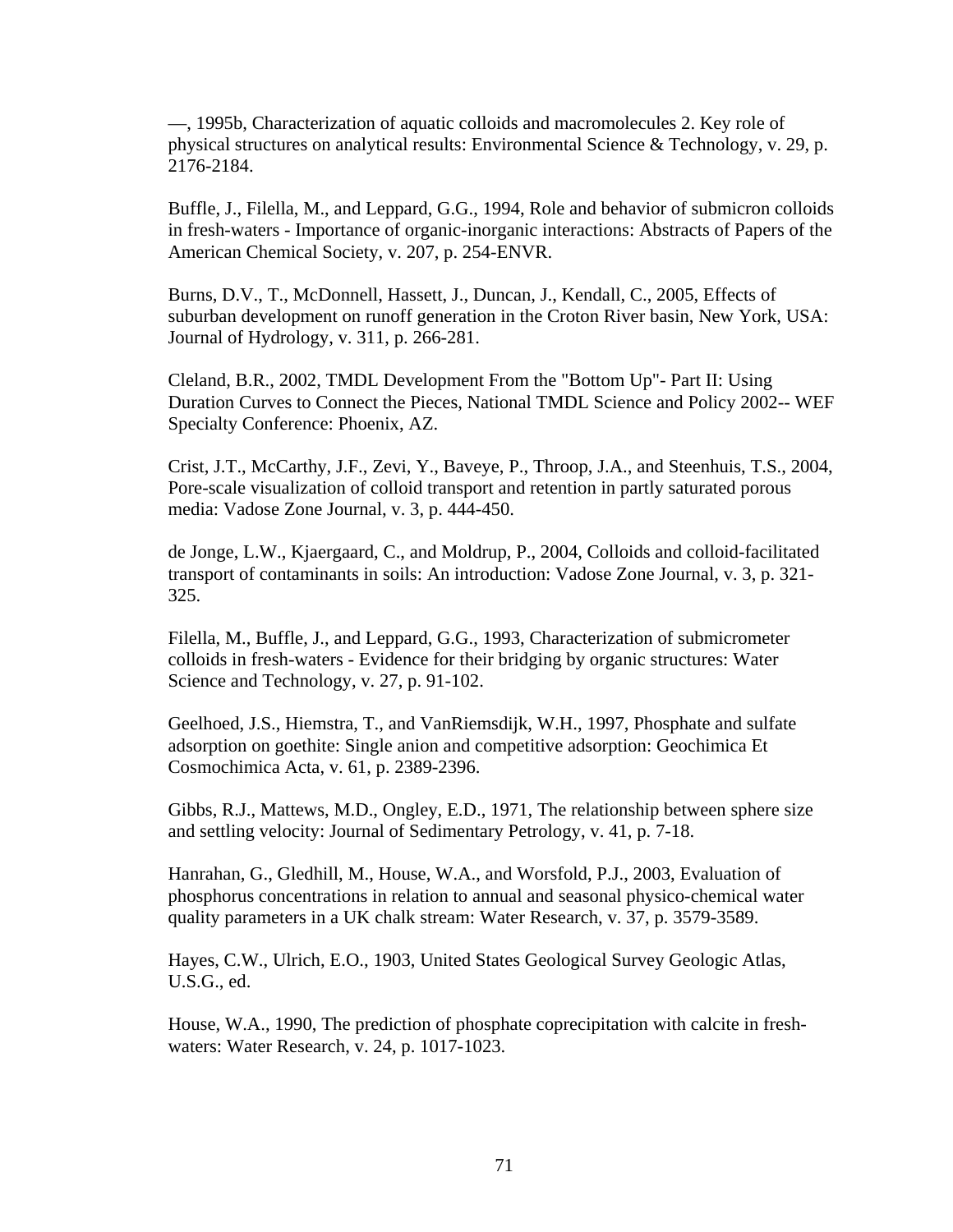—, 1995b, Characterization of aquatic colloids and macromolecules 2. Key role of physical structures on analytical results: Environmental Science & Technology, v. 29, p. 2176-2184.

Buffle, J., Filella, M., and Leppard, G.G., 1994, Role and behavior of submicron colloids in fresh-waters - Importance of organic-inorganic interactions: Abstracts of Papers of the American Chemical Society, v. 207, p. 254-ENVR.

Burns, D.V., T., McDonnell, Hassett, J., Duncan, J., Kendall, C., 2005, Effects of suburban development on runoff generation in the Croton River basin, New York, USA: Journal of Hydrology, v. 311, p. 266-281.

Cleland, B.R., 2002, TMDL Development From the "Bottom Up"- Part II: Using Duration Curves to Connect the Pieces, National TMDL Science and Policy 2002-- WEF Specialty Conference: Phoenix, AZ.

Crist, J.T., McCarthy, J.F., Zevi, Y., Baveye, P., Throop, J.A., and Steenhuis, T.S., 2004, Pore-scale visualization of colloid transport and retention in partly saturated porous media: Vadose Zone Journal, v. 3, p. 444-450.

de Jonge, L.W., Kjaergaard, C., and Moldrup, P., 2004, Colloids and colloid-facilitated transport of contaminants in soils: An introduction: Vadose Zone Journal, v. 3, p. 321-325.

Filella, M., Buffle, J., and Leppard, G.G., 1993, Characterization of submicrometer colloids in fresh-waters - Evidence for their bridging by organic structures: Water Science and Technology, v. 27, p. 91-102.

Geelhoed, J.S., Hiemstra, T., and VanRiemsdijk, W.H., 1997, Phosphate and sulfate adsorption on goethite: Single anion and competitive adsorption: Geochimica Et Cosmochimica Acta, v. 61, p. 2389-2396.

Gibbs, R.J., Mattews, M.D., Ongley, E.D., 1971, The relationship between sphere size and settling velocity: Journal of Sedimentary Petrology, v. 41, p. 7-18.

Hanrahan, G., Gledhill, M., House, W.A., and Worsfold, P.J., 2003, Evaluation of phosphorus concentrations in relation to annual and seasonal physico-chemical water quality parameters in a UK chalk stream: Water Research, v. 37, p. 3579-3589.

Hayes, C.W., Ulrich, E.O., 1903, United States Geological Survey Geologic Atlas, U.S.G., ed.

House, W.A., 1990, The prediction of phosphate coprecipitation with calcite in fresh-waters: Water Research, v. 24, p. 1017-1023.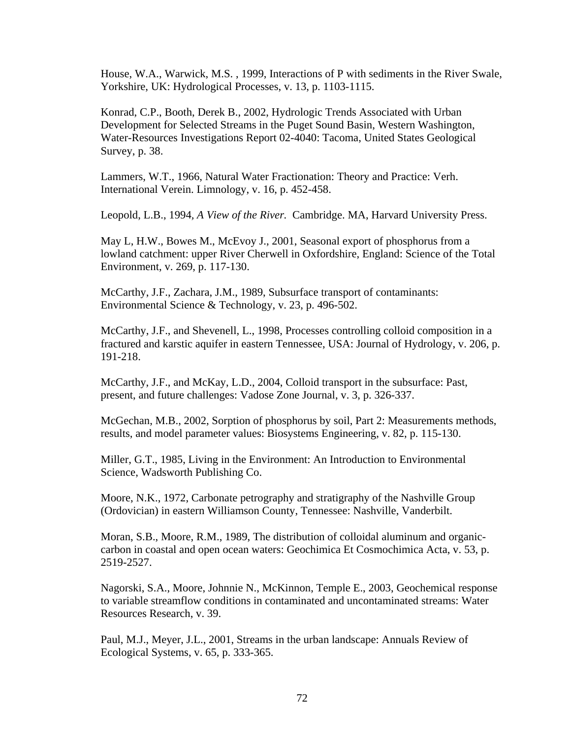House, W.A., Warwick, M.S. , 1999, Interactions of P with sediments in the River Swale, Yorkshire, UK: Hydrological Processes, v. 13, p. 1103-1115.

Konrad, C.P., Booth, Derek B., 2002, Hydrologic Trends Associated with Urban Development for Selected Streams in the Puget Sound Basin, Western Washington, Water-Resources Investigations Report 02-4040: Tacoma, United States Geological Survey, p. 38.

Lammers, W.T., 1966, Natural Water Fractionation: Theory and Practice: Verh. International Verein. Limnology, v. 16, p. 452-458.

Leopold, L.B., 1994, *A View of the River.* Cambridge. MA, Harvard University Press.

May L, H.W., Bowes M., McEvoy J., 2001, Seasonal export of phosphorus from a lowland catchment: upper River Cherwell in Oxfordshire, England: Science of the Total Environment, v. 269, p. 117-130.

McCarthy, J.F., Zachara, J.M., 1989, Subsurface transport of contaminants: Environmental Science & Technology, v. 23, p. 496-502.

McCarthy, J.F., and Shevenell, L., 1998, Processes controlling colloid composition in a fractured and karstic aquifer in eastern Tennessee, USA: Journal of Hydrology, v. 206, p. 191-218.

McCarthy, J.F., and McKay, L.D., 2004, Colloid transport in the subsurface: Past, present, and future challenges: Vadose Zone Journal, v. 3, p. 326-337.

McGechan, M.B., 2002, Sorption of phosphorus by soil, Part 2: Measurements methods, results, and model parameter values: Biosystems Engineering, v. 82, p. 115-130.

Miller, G.T., 1985, Living in the Environment: An Introduction to Environmental Science, Wadsworth Publishing Co.

Moore, N.K., 1972, Carbonate petrography and stratigraphy of the Nashville Group (Ordovician) in eastern Williamson County, Tennessee: Nashville, Vanderbilt.

Moran, S.B., Moore, R.M., 1989, The distribution of colloidal aluminum and organic-carbon in coastal and open ocean waters: Geochimica Et Cosmochimica Acta, v. 53, p. 2519-2527.

Nagorski, S.A., Moore, Johnnie N., McKinnon, Temple E., 2003, Geochemical response to variable streamflow conditions in contaminated and uncontaminated streams: Water Resources Research, v. 39.

Paul, M.J., Meyer, J.L., 2001, Streams in the urban landscape: Annuals Review of Ecological Systems, v. 65, p. 333-365.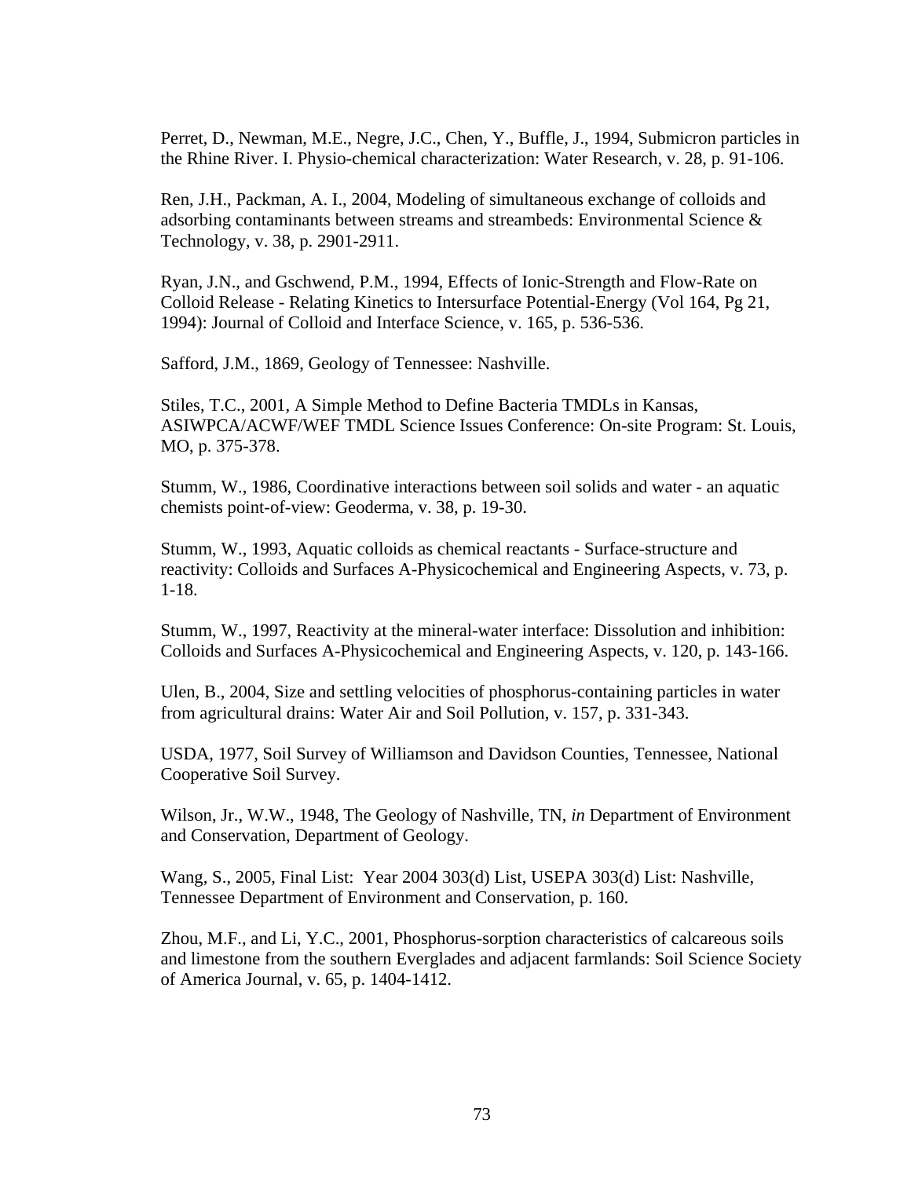Perret, D., Newman, M.E., Negre, J.C., Chen, Y., Buffle, J., 1994, Submicron particles in the Rhine River. I. Physio-chemical characterization: Water Research, v. 28, p. 91-106.

Ren, J.H., Packman, A. I., 2004, Modeling of simultaneous exchange of colloids and adsorbing contaminants between streams and streambeds: Environmental Science & Technology, v. 38, p. 2901-2911.

Ryan, J.N., and Gschwend, P.M., 1994, Effects of Ionic-Strength and Flow-Rate on Colloid Release - Relating Kinetics to Intersurface Potential-Energy (Vol 164, Pg 21, 1994): Journal of Colloid and Interface Science, v. 165, p. 536-536.

Safford, J.M., 1869, Geology of Tennessee: Nashville.

Stiles, T.C., 2001, A Simple Method to Define Bacteria TMDLs in Kansas, ASIWPCA/ACWF/WEF TMDL Science Issues Conference: On-site Program: St. Louis, MO, p. 375-378.

Stumm, W., 1986, Coordinative interactions between soil solids and water - an aquatic chemists point-of-view: Geoderma, v. 38, p. 19-30.

Stumm, W., 1993, Aquatic colloids as chemical reactants - Surface-structure and reactivity: Colloids and Surfaces A-Physicochemical and Engineering Aspects, v. 73, p. 1-18.

Stumm, W., 1997, Reactivity at the mineral-water interface: Dissolution and inhibition: Colloids and Surfaces A-Physicochemical and Engineering Aspects, v. 120, p. 143-166.

Ulen, B., 2004, Size and settling velocities of phosphorus-containing particles in water from agricultural drains: Water Air and Soil Pollution, v. 157, p. 331-343.

USDA, 1977, Soil Survey of Williamson and Davidson Counties, Tennessee, National Cooperative Soil Survey.

Wilson, Jr., W.W., 1948, The Geology of Nashville, TN, *in* Department of Environment and Conservation, Department of Geology.

Wang, S., 2005, Final List: Year 2004 303(d) List, USEPA 303(d) List: Nashville, Tennessee Department of Environment and Conservation, p. 160.

Zhou, M.F., and Li, Y.C., 2001, Phosphorus-sorption characteristics of calcareous soils and limestone from the southern Everglades and adjacent farmlands: Soil Science Society of America Journal, v. 65, p. 1404-1412.